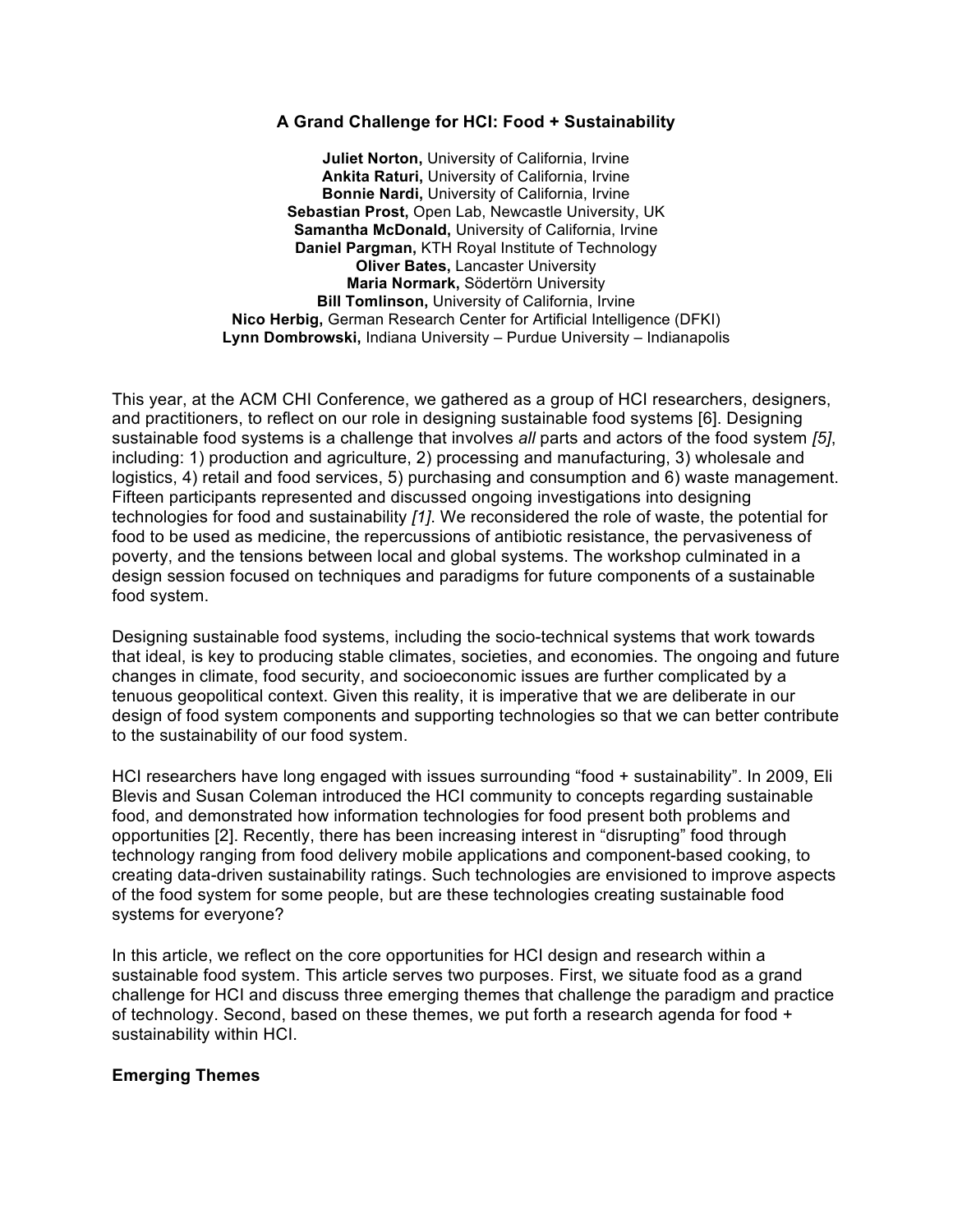# A Grand Challenge for HCI: Food + Sustainability

**Juliet Norton,** University of California, Irvine
**Ankita Raturi,** University of California, Irvine
**Bonnie Nardi,** University of California, Irvine
**Sebastian Prost,** Open Lab, Newcastle University, UK
**Samantha McDonald,** University of California, Irvine
**Daniel Pargman,** KTH Royal Institute of Technology
**Oliver Bates,** Lancaster University
**Maria Normark,** Södertörn University
**Bill Tomlinson,** University of California, Irvine
**Nico Herbig,** German Research Center for Artificial Intelligence (DFKI)
**Lynn Dombrowski,** Indiana University – Purdue University – Indianapolis

This year, at the ACM CHI Conference, we gathered as a group of HCI researchers, designers, and practitioners, to reflect on our role in designing sustainable food systems [6]. Designing sustainable food systems is a challenge that involves *all* parts and actors of the food system *[5]*, including: 1) production and agriculture, 2) processing and manufacturing, 3) wholesale and logistics, 4) retail and food services, 5) purchasing and consumption and 6) waste management. Fifteen participants represented and discussed ongoing investigations into designing technologies for food and sustainability *[1]*. We reconsidered the role of waste, the potential for food to be used as medicine, the repercussions of antibiotic resistance, the pervasiveness of poverty, and the tensions between local and global systems. The workshop culminated in a design session focused on techniques and paradigms for future components of a sustainable food system.

Designing sustainable food systems, including the socio-technical systems that work towards that ideal, is key to producing stable climates, societies, and economies. The ongoing and future changes in climate, food security, and socioeconomic issues are further complicated by a tenuous geopolitical context. Given this reality, it is imperative that we are deliberate in our design of food system components and supporting technologies so that we can better contribute to the sustainability of our food system.

HCI researchers have long engaged with issues surrounding "food + sustainability". In 2009, Eli Blevis and Susan Coleman introduced the HCI community to concepts regarding sustainable food, and demonstrated how information technologies for food present both problems and opportunities [2]. Recently, there has been increasing interest in "disrupting" food through technology ranging from food delivery mobile applications and component-based cooking, to creating data-driven sustainability ratings. Such technologies are envisioned to improve aspects of the food system for some people, but are these technologies creating sustainable food systems for everyone?

In this article, we reflect on the core opportunities for HCI design and research within a sustainable food system. This article serves two purposes. First, we situate food as a grand challenge for HCI and discuss three emerging themes that challenge the paradigm and practice of technology. Second, based on these themes, we put forth a research agenda for food + sustainability within HCI.

## Emerging Themes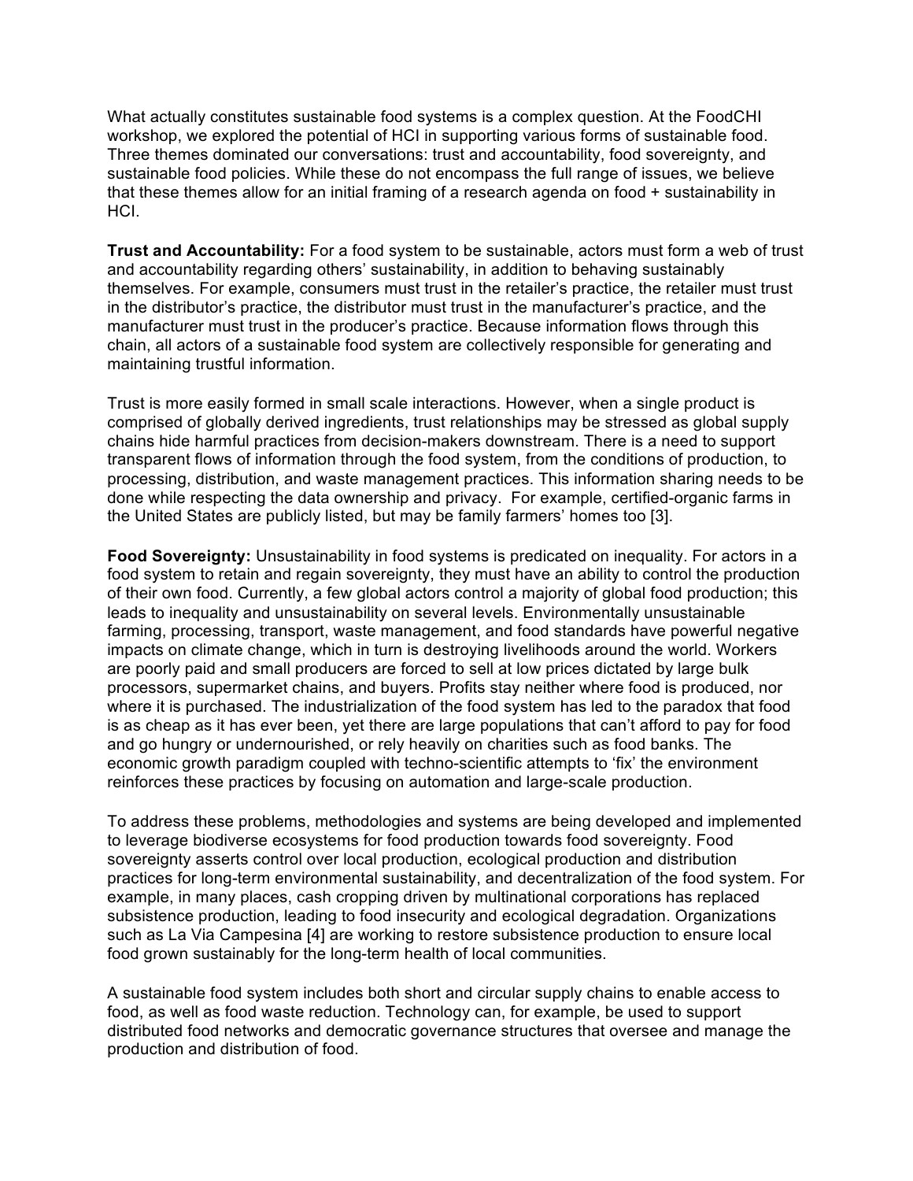What actually constitutes sustainable food systems is a complex question. At the FoodCHI workshop, we explored the potential of HCI in supporting various forms of sustainable food. Three themes dominated our conversations: trust and accountability, food sovereignty, and sustainable food policies. While these do not encompass the full range of issues, we believe that these themes allow for an initial framing of a research agenda on food + sustainability in HCI.

**Trust and Accountability:** For a food system to be sustainable, actors must form a web of trust and accountability regarding others' sustainability, in addition to behaving sustainably themselves. For example, consumers must trust in the retailer's practice, the retailer must trust in the distributor's practice, the distributor must trust in the manufacturer's practice, and the manufacturer must trust in the producer's practice. Because information flows through this chain, all actors of a sustainable food system are collectively responsible for generating and maintaining trustful information.

Trust is more easily formed in small scale interactions. However, when a single product is comprised of globally derived ingredients, trust relationships may be stressed as global supply chains hide harmful practices from decision-makers downstream. There is a need to support transparent flows of information through the food system, from the conditions of production, to processing, distribution, and waste management practices. This information sharing needs to be done while respecting the data ownership and privacy. For example, certified-organic farms in the United States are publicly listed, but may be family farmers' homes too [3].

**Food Sovereignty:** Unsustainability in food systems is predicated on inequality. For actors in a food system to retain and regain sovereignty, they must have an ability to control the production of their own food. Currently, a few global actors control a majority of global food production; this leads to inequality and unsustainability on several levels. Environmentally unsustainable farming, processing, transport, waste management, and food standards have powerful negative impacts on climate change, which in turn is destroying livelihoods around the world. Workers are poorly paid and small producers are forced to sell at low prices dictated by large bulk processors, supermarket chains, and buyers. Profits stay neither where food is produced, nor where it is purchased. The industrialization of the food system has led to the paradox that food is as cheap as it has ever been, yet there are large populations that can't afford to pay for food and go hungry or undernourished, or rely heavily on charities such as food banks. The economic growth paradigm coupled with techno-scientific attempts to 'fix' the environment reinforces these practices by focusing on automation and large-scale production.

To address these problems, methodologies and systems are being developed and implemented to leverage biodiverse ecosystems for food production towards food sovereignty. Food sovereignty asserts control over local production, ecological production and distribution practices for long-term environmental sustainability, and decentralization of the food system. For example, in many places, cash cropping driven by multinational corporations has replaced subsistence production, leading to food insecurity and ecological degradation. Organizations such as La Via Campesina [4] are working to restore subsistence production to ensure local food grown sustainably for the long-term health of local communities.

A sustainable food system includes both short and circular supply chains to enable access to food, as well as food waste reduction. Technology can, for example, be used to support distributed food networks and democratic governance structures that oversee and manage the production and distribution of food.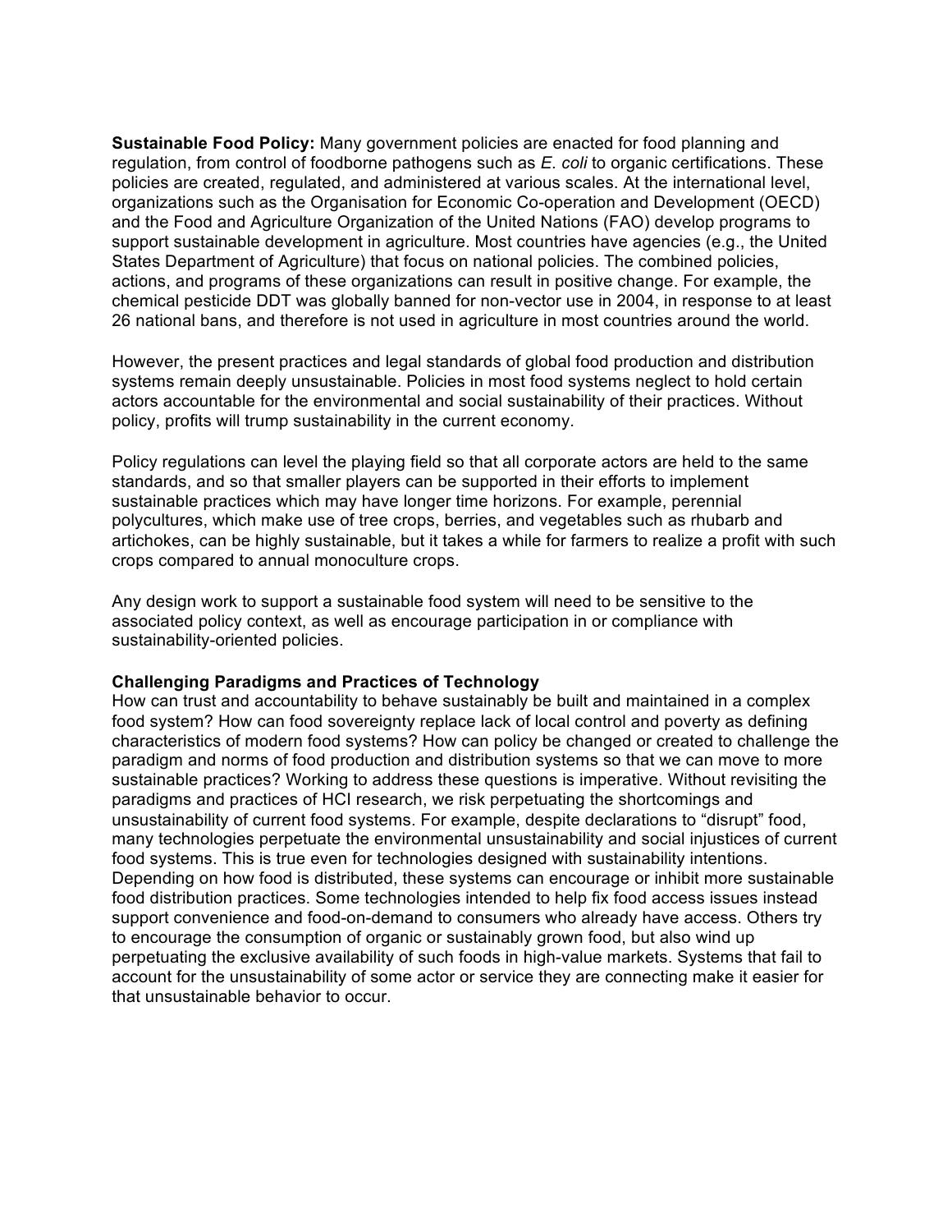**Sustainable Food Policy:** Many government policies are enacted for food planning and regulation, from control of foodborne pathogens such as *E. coli* to organic certifications. These policies are created, regulated, and administered at various scales. At the international level, organizations such as the Organisation for Economic Co-operation and Development (OECD) and the Food and Agriculture Organization of the United Nations (FAO) develop programs to support sustainable development in agriculture. Most countries have agencies (e.g., the United States Department of Agriculture) that focus on national policies. The combined policies, actions, and programs of these organizations can result in positive change. For example, the chemical pesticide DDT was globally banned for non-vector use in 2004, in response to at least 26 national bans, and therefore is not used in agriculture in most countries around the world.

However, the present practices and legal standards of global food production and distribution systems remain deeply unsustainable. Policies in most food systems neglect to hold certain actors accountable for the environmental and social sustainability of their practices. Without policy, profits will trump sustainability in the current economy.

Policy regulations can level the playing field so that all corporate actors are held to the same standards, and so that smaller players can be supported in their efforts to implement sustainable practices which may have longer time horizons. For example, perennial polycultures, which make use of tree crops, berries, and vegetables such as rhubarb and artichokes, can be highly sustainable, but it takes a while for farmers to realize a profit with such crops compared to annual monoculture crops.

Any design work to support a sustainable food system will need to be sensitive to the associated policy context, as well as encourage participation in or compliance with sustainability-oriented policies.

**Challenging Paradigms and Practices of Technology**

How can trust and accountability to behave sustainably be built and maintained in a complex food system? How can food sovereignty replace lack of local control and poverty as defining characteristics of modern food systems? How can policy be changed or created to challenge the paradigm and norms of food production and distribution systems so that we can move to more sustainable practices? Working to address these questions is imperative. Without revisiting the paradigms and practices of HCI research, we risk perpetuating the shortcomings and unsustainability of current food systems. For example, despite declarations to "disrupt" food, many technologies perpetuate the environmental unsustainability and social injustices of current food systems. This is true even for technologies designed with sustainability intentions. Depending on how food is distributed, these systems can encourage or inhibit more sustainable food distribution practices. Some technologies intended to help fix food access issues instead support convenience and food-on-demand to consumers who already have access. Others try to encourage the consumption of organic or sustainably grown food, but also wind up perpetuating the exclusive availability of such foods in high-value markets. Systems that fail to account for the unsustainability of some actor or service they are connecting make it easier for that unsustainable behavior to occur.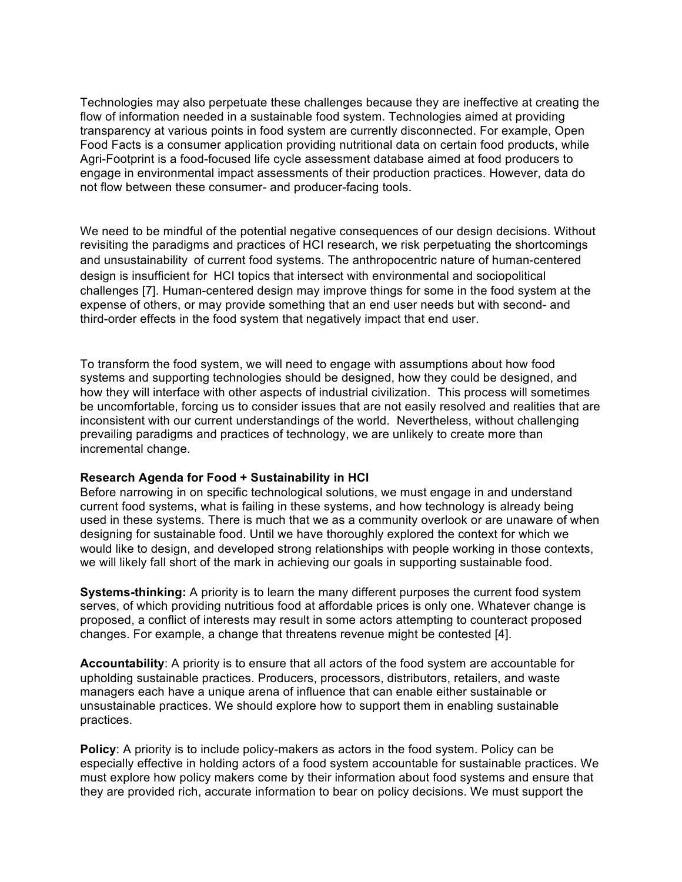Technologies may also perpetuate these challenges because they are ineffective at creating the flow of information needed in a sustainable food system. Technologies aimed at providing transparency at various points in food system are currently disconnected. For example, Open Food Facts is a consumer application providing nutritional data on certain food products, while Agri-Footprint is a food-focused life cycle assessment database aimed at food producers to engage in environmental impact assessments of their production practices. However, data do not flow between these consumer- and producer-facing tools.

We need to be mindful of the potential negative consequences of our design decisions. Without revisiting the paradigms and practices of HCI research, we risk perpetuating the shortcomings and unsustainability of current food systems. The anthropocentric nature of human-centered design is insufficient for HCI topics that intersect with environmental and sociopolitical challenges [7]. Human-centered design may improve things for some in the food system at the expense of others, or may provide something that an end user needs but with second- and third-order effects in the food system that negatively impact that end user.

To transform the food system, we will need to engage with assumptions about how food systems and supporting technologies should be designed, how they could be designed, and how they will interface with other aspects of industrial civilization. This process will sometimes be uncomfortable, forcing us to consider issues that are not easily resolved and realities that are inconsistent with our current understandings of the world. Nevertheless, without challenging prevailing paradigms and practices of technology, we are unlikely to create more than incremental change.

**Research Agenda for Food + Sustainability in HCI**

Before narrowing in on specific technological solutions, we must engage in and understand current food systems, what is failing in these systems, and how technology is already being used in these systems. There is much that we as a community overlook or are unaware of when designing for sustainable food. Until we have thoroughly explored the context for which we would like to design, and developed strong relationships with people working in those contexts, we will likely fall short of the mark in achieving our goals in supporting sustainable food.

**Systems-thinking:** A priority is to learn the many different purposes the current food system serves, of which providing nutritious food at affordable prices is only one. Whatever change is proposed, a conflict of interests may result in some actors attempting to counteract proposed changes. For example, a change that threatens revenue might be contested [4].

**Accountability**: A priority is to ensure that all actors of the food system are accountable for upholding sustainable practices. Producers, processors, distributors, retailers, and waste managers each have a unique arena of influence that can enable either sustainable or unsustainable practices. We should explore how to support them in enabling sustainable practices.

**Policy**: A priority is to include policy-makers as actors in the food system. Policy can be especially effective in holding actors of a food system accountable for sustainable practices. We must explore how policy makers come by their information about food systems and ensure that they are provided rich, accurate information to bear on policy decisions. We must support the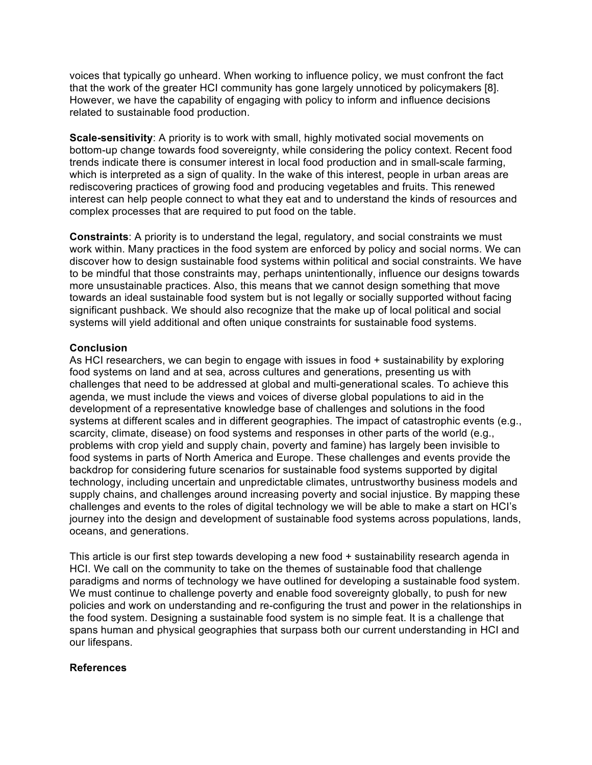voices that typically go unheard. When working to influence policy, we must confront the fact that the work of the greater HCI community has gone largely unnoticed by policymakers [8]. However, we have the capability of engaging with policy to inform and influence decisions related to sustainable food production.

**Scale-sensitivity**: A priority is to work with small, highly motivated social movements on bottom-up change towards food sovereignty, while considering the policy context. Recent food trends indicate there is consumer interest in local food production and in small-scale farming, which is interpreted as a sign of quality. In the wake of this interest, people in urban areas are rediscovering practices of growing food and producing vegetables and fruits. This renewed interest can help people connect to what they eat and to understand the kinds of resources and complex processes that are required to put food on the table.

**Constraints**: A priority is to understand the legal, regulatory, and social constraints we must work within. Many practices in the food system are enforced by policy and social norms. We can discover how to design sustainable food systems within political and social constraints. We have to be mindful that those constraints may, perhaps unintentionally, influence our designs towards more unsustainable practices. Also, this means that we cannot design something that move towards an ideal sustainable food system but is not legally or socially supported without facing significant pushback. We should also recognize that the make up of local political and social systems will yield additional and often unique constraints for sustainable food systems.

**Conclusion**

As HCI researchers, we can begin to engage with issues in food + sustainability by exploring food systems on land and at sea, across cultures and generations, presenting us with challenges that need to be addressed at global and multi-generational scales. To achieve this agenda, we must include the views and voices of diverse global populations to aid in the development of a representative knowledge base of challenges and solutions in the food systems at different scales and in different geographies. The impact of catastrophic events (e.g., scarcity, climate, disease) on food systems and responses in other parts of the world (e.g., problems with crop yield and supply chain, poverty and famine) has largely been invisible to food systems in parts of North America and Europe. These challenges and events provide the backdrop for considering future scenarios for sustainable food systems supported by digital technology, including uncertain and unpredictable climates, untrustworthy business models and supply chains, and challenges around increasing poverty and social injustice. By mapping these challenges and events to the roles of digital technology we will be able to make a start on HCI's journey into the design and development of sustainable food systems across populations, lands, oceans, and generations.

This article is our first step towards developing a new food + sustainability research agenda in HCI. We call on the community to take on the themes of sustainable food that challenge paradigms and norms of technology we have outlined for developing a sustainable food system. We must continue to challenge poverty and enable food sovereignty globally, to push for new policies and work on understanding and re-configuring the trust and power in the relationships in the food system. Designing a sustainable food system is no simple feat. It is a challenge that spans human and physical geographies that surpass both our current understanding in HCI and our lifespans.

**References**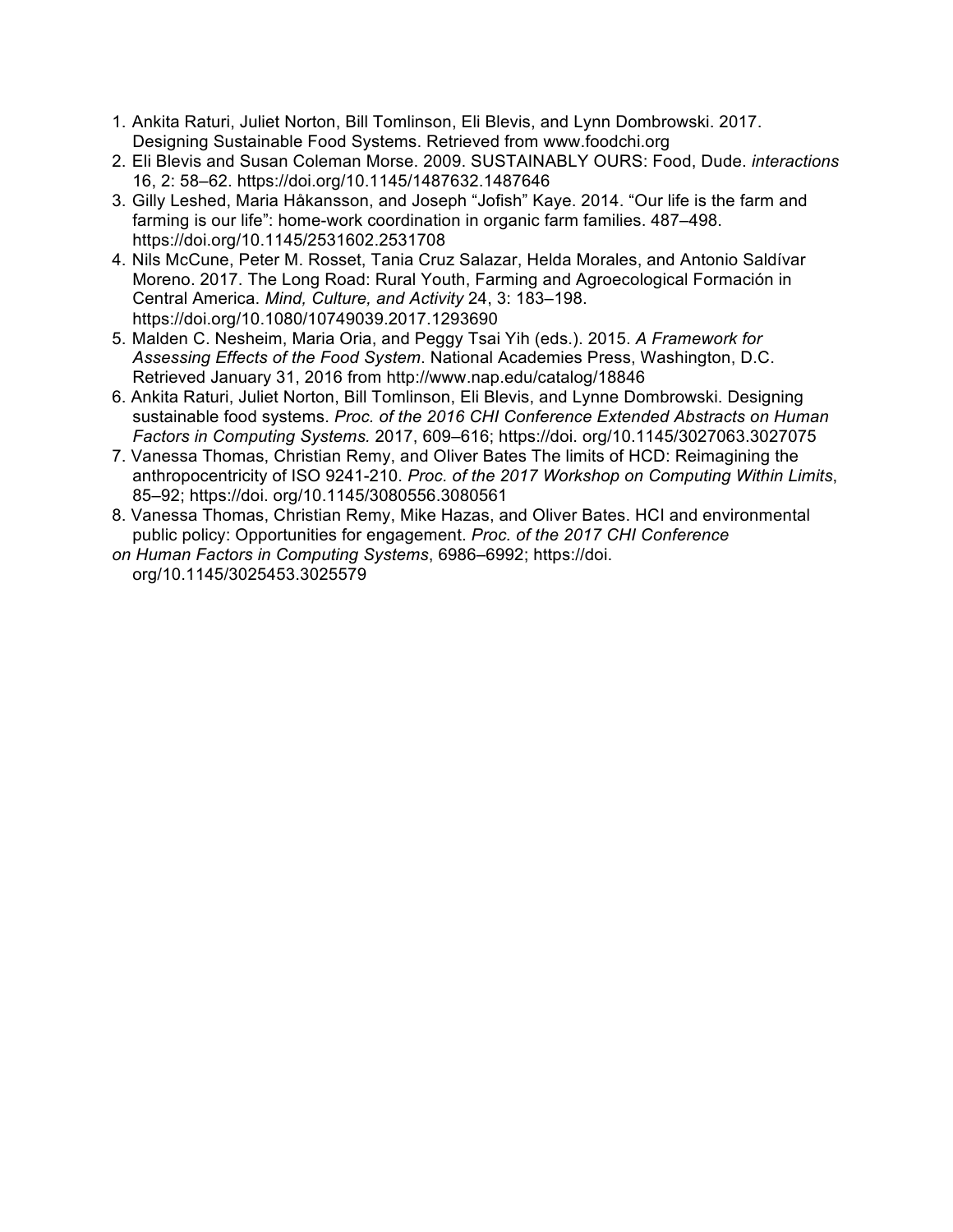1. Ankita Raturi, Juliet Norton, Bill Tomlinson, Eli Blevis, and Lynn Dombrowski. 2017. Designing Sustainable Food Systems. Retrieved from www.foodchi.org
2. Eli Blevis and Susan Coleman Morse. 2009. SUSTAINABLY OURS: Food, Dude. *interactions* 16, 2: 58–62. https://doi.org/10.1145/1487632.1487646
3. Gilly Leshed, Maria Håkansson, and Joseph "Jofish" Kaye. 2014. "Our life is the farm and farming is our life": home-work coordination in organic farm families. 487–498. https://doi.org/10.1145/2531602.2531708
4. Nils McCune, Peter M. Rosset, Tania Cruz Salazar, Helda Morales, and Antonio Saldívar Moreno. 2017. The Long Road: Rural Youth, Farming and Agroecological Formación in Central America. *Mind, Culture, and Activity* 24, 3: 183–198. https://doi.org/10.1080/10749039.2017.1293690
5. Malden C. Nesheim, Maria Oria, and Peggy Tsai Yih (eds.). 2015. *A Framework for Assessing Effects of the Food System*. National Academies Press, Washington, D.C. Retrieved January 31, 2016 from http://www.nap.edu/catalog/18846
6. Ankita Raturi, Juliet Norton, Bill Tomlinson, Eli Blevis, and Lynne Dombrowski. Designing sustainable food systems. *Proc. of the 2016 CHI Conference Extended Abstracts on Human Factors in Computing Systems.* 2017, 609–616; https://doi. org/10.1145/3027063.3027075
7. Vanessa Thomas, Christian Remy, and Oliver Bates The limits of HCD: Reimagining the anthropocentricity of ISO 9241-210. *Proc. of the 2017 Workshop on Computing Within Limits*, 85–92; https://doi. org/10.1145/3080556.3080561
8. Vanessa Thomas, Christian Remy, Mike Hazas, and Oliver Bates. HCI and environmental public policy: Opportunities for engagement. *Proc. of the 2017 CHI Conference on Human Factors in Computing Systems*, 6986–6992; https://doi. org/10.1145/3025453.3025579